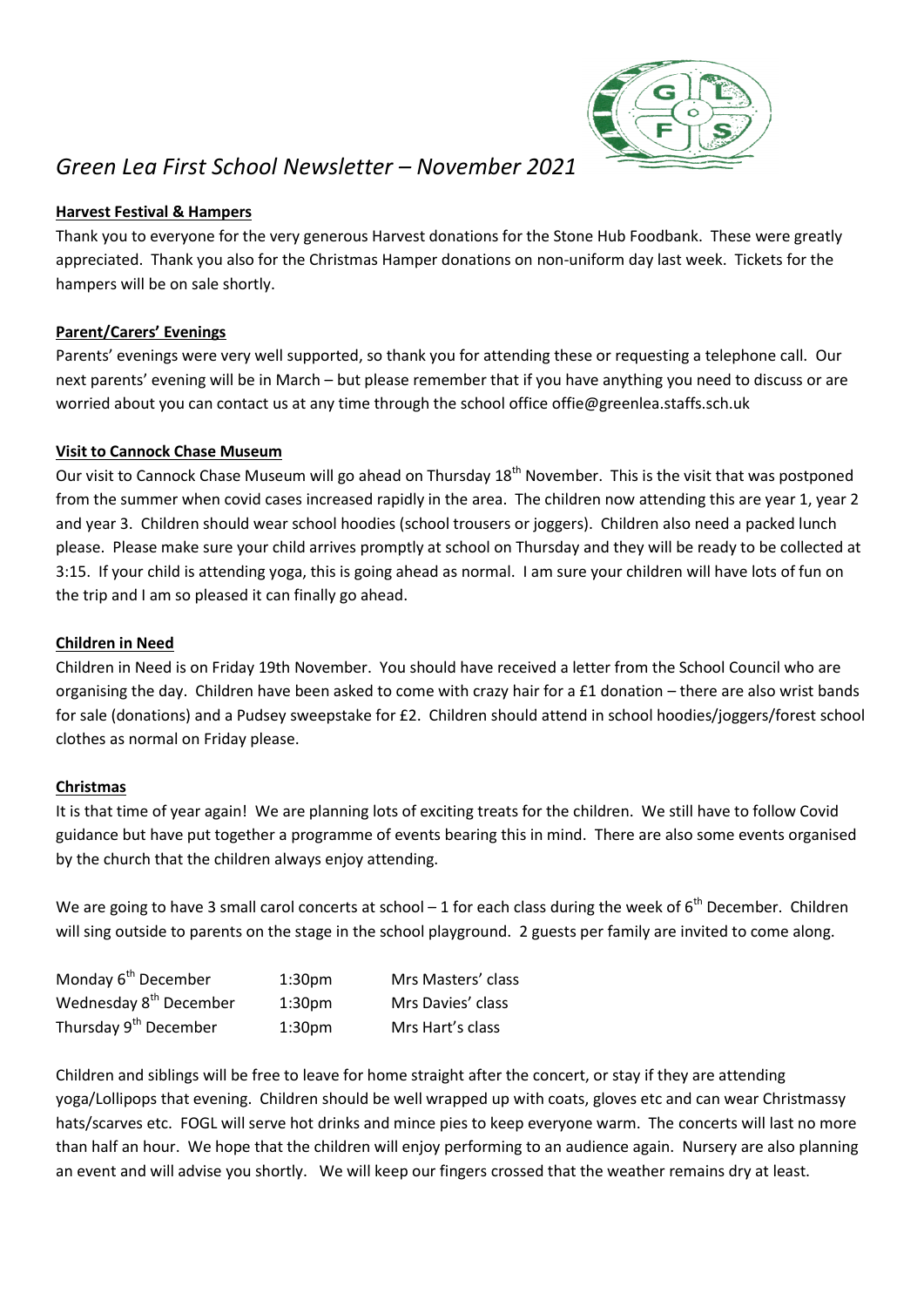# *Green Lea First School Newsletter – November 2021*

**Harvest Festival & Hampers**

Thank you to everyone for the very generous Harvest donations for the Stone Hub Foodbank. These were greatly appreciated. Thank you also for the Christmas Hamper donations on non-uniform day last week. Tickets for the hampers will be on sale shortly.

**Parent/Carers' Evenings**

Parents' evenings were very well supported, so thank you for attending these or requesting a telephone call. Our next parents' evening will be in March – but please remember that if you have anything you need to discuss or are worried about you can contact us at any time through the school office offie@greenlea.staffs.sch.uk

**Visit to Cannock Chase Museum**

Our visit to Cannock Chase Museum will go ahead on Thursday 18th November. This is the visit that was postponed from the summer when covid cases increased rapidly in the area. The children now attending this are year 1, year 2 and year 3. Children should wear school hoodies (school trousers or joggers). Children also need a packed lunch please. Please make sure your child arrives promptly at school on Thursday and they will be ready to be collected at 3:15. If your child is attending yoga, this is going ahead as normal. I am sure your children will have lots of fun on the trip and I am so pleased it can finally go ahead.

**Children in Need**

Children in Need is on Friday 19th November. You should have received a letter from the School Council who are organising the day. Children have been asked to come with crazy hair for a £1 donation – there are also wrist bands for sale (donations) and a Pudsey sweepstake for £2. Children should attend in school hoodies/joggers/forest school clothes as normal on Friday please.

**Christmas**

It is that time of year again! We are planning lots of exciting treats for the children. We still have to follow Covid guidance but have put together a programme of events bearing this in mind. There are also some events organised by the church that the children always enjoy attending.

We are going to have 3 small carol concerts at school – 1 for each class during the week of 6th December. Children will sing outside to parents on the stage in the school playground. 2 guests per family are invited to come along.

| | | |
|---|---|---|
| Monday 6th December | 1:30pm | Mrs Masters' class |
| Wednesday 8th December | 1:30pm | Mrs Davies' class |
| Thursday 9th December | 1:30pm | Mrs Hart's class |

Children and siblings will be free to leave for home straight after the concert, or stay if they are attending yoga/Lollipops that evening. Children should be well wrapped up with coats, gloves etc and can wear Christmassy hats/scarves etc. FOGL will serve hot drinks and mince pies to keep everyone warm. The concerts will last no more than half an hour. We hope that the children will enjoy performing to an audience again. Nursery are also planning an event and will advise you shortly. We will keep our fingers crossed that the weather remains dry at least.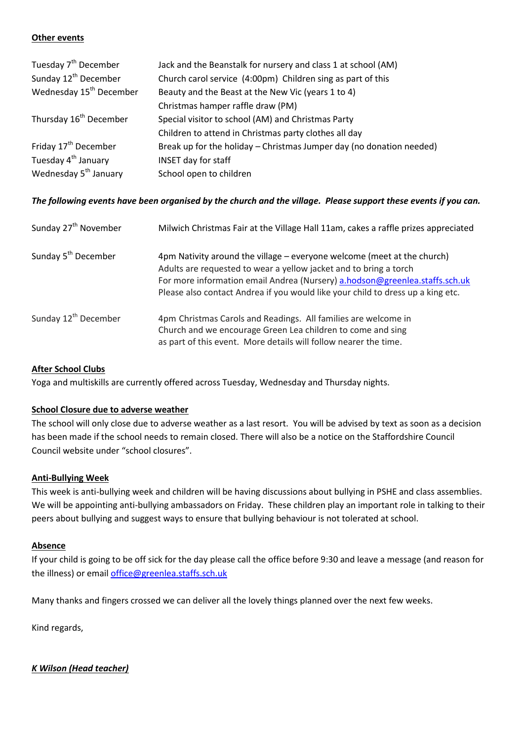**Other events**

| | |
|---|---|
| Tuesday 7th December | Jack and the Beanstalk for nursery and class 1 at school (AM) |
| Sunday 12th December | Church carol service (4:00pm) Children sing as part of this |
| Wednesday 15th December | Beauty and the Beast at the New Vic (years 1 to 4) |
| | Christmas hamper raffle draw (PM) |
| Thursday 16th December | Special visitor to school (AM) and Christmas Party |
| | Children to attend in Christmas party clothes all day |
| Friday 17th December | Break up for the holiday – Christmas Jumper day (no donation needed) |
| Tuesday 4th January | INSET day for staff |
| Wednesday 5th January | School open to children |

***The following events have been organised by the church and the village. Please support these events if you can.***

| | |
|---|---|
| Sunday 27th November | Milwich Christmas Fair at the Village Hall 11am, cakes a raffle prizes appreciated |
| Sunday 5th December | 4pm Nativity around the village – everyone welcome (meet at the church) Adults are requested to wear a yellow jacket and to bring a torch For more information email Andrea (Nursery) a.hodson@greenlea.staffs.sch.uk Please also contact Andrea if you would like your child to dress up a king etc. |
| Sunday 12th December | 4pm Christmas Carols and Readings. All families are welcome in Church and we encourage Green Lea children to come and sing as part of this event. More details will follow nearer the time. |

**After School Clubs**

Yoga and multiskills are currently offered across Tuesday, Wednesday and Thursday nights.

**School Closure due to adverse weather**

The school will only close due to adverse weather as a last resort. You will be advised by text as soon as a decision has been made if the school needs to remain closed. There will also be a notice on the Staffordshire Council Council website under "school closures".

**Anti-Bullying Week**

This week is anti-bullying week and children will be having discussions about bullying in PSHE and class assemblies. We will be appointing anti-bullying ambassadors on Friday. These children play an important role in talking to their peers about bullying and suggest ways to ensure that bullying behaviour is not tolerated at school.

**Absence**

If your child is going to be off sick for the day please call the office before 9:30 and leave a message (and reason for the illness) or email office@greenlea.staffs.sch.uk

Many thanks and fingers crossed we can deliver all the lovely things planned over the next few weeks.

Kind regards,

***K Wilson (Head teacher)***